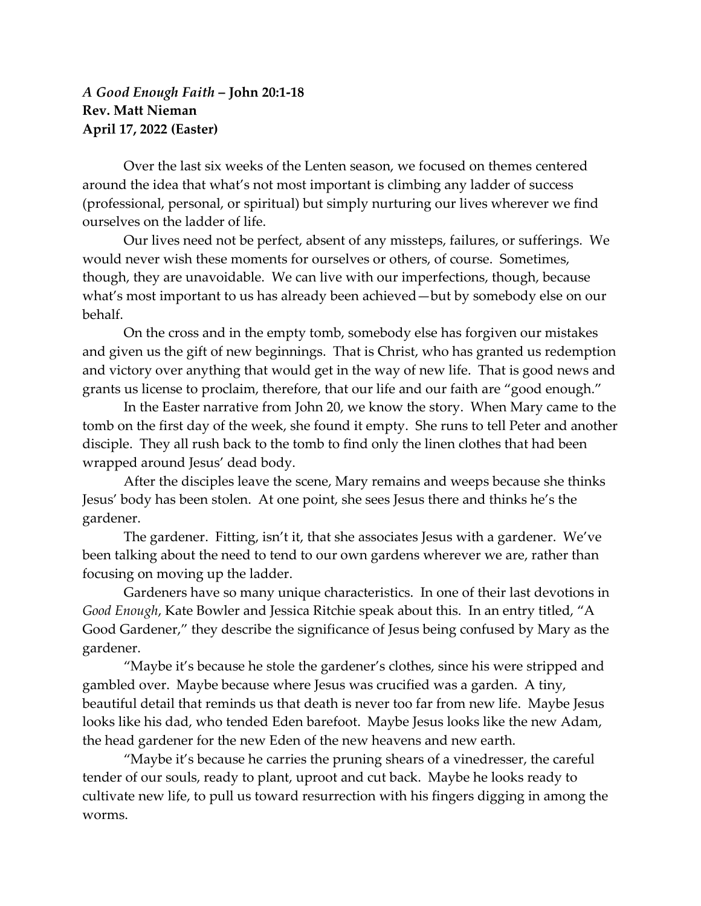***A Good Enough Faith* – John 20:1-18**
**Rev. Matt Nieman**
**April 17, 2022 (Easter)**

Over the last six weeks of the Lenten season, we focused on themes centered around the idea that what's not most important is climbing any ladder of success (professional, personal, or spiritual) but simply nurturing our lives wherever we find ourselves on the ladder of life.

Our lives need not be perfect, absent of any missteps, failures, or sufferings. We would never wish these moments for ourselves or others, of course. Sometimes, though, they are unavoidable. We can live with our imperfections, though, because what's most important to us has already been achieved—but by somebody else on our behalf.

On the cross and in the empty tomb, somebody else has forgiven our mistakes and given us the gift of new beginnings. That is Christ, who has granted us redemption and victory over anything that would get in the way of new life. That is good news and grants us license to proclaim, therefore, that our life and our faith are "good enough."

In the Easter narrative from John 20, we know the story. When Mary came to the tomb on the first day of the week, she found it empty. She runs to tell Peter and another disciple. They all rush back to the tomb to find only the linen clothes that had been wrapped around Jesus' dead body.

After the disciples leave the scene, Mary remains and weeps because she thinks Jesus' body has been stolen. At one point, she sees Jesus there and thinks he's the gardener.

The gardener. Fitting, isn't it, that she associates Jesus with a gardener. We've been talking about the need to tend to our own gardens wherever we are, rather than focusing on moving up the ladder.

Gardeners have so many unique characteristics. In one of their last devotions in *Good Enough*, Kate Bowler and Jessica Ritchie speak about this. In an entry titled, "A Good Gardener," they describe the significance of Jesus being confused by Mary as the gardener.

"Maybe it's because he stole the gardener's clothes, since his were stripped and gambled over. Maybe because where Jesus was crucified was a garden. A tiny, beautiful detail that reminds us that death is never too far from new life. Maybe Jesus looks like his dad, who tended Eden barefoot. Maybe Jesus looks like the new Adam, the head gardener for the new Eden of the new heavens and new earth.

"Maybe it's because he carries the pruning shears of a vinedresser, the careful tender of our souls, ready to plant, uproot and cut back. Maybe he looks ready to cultivate new life, to pull us toward resurrection with his fingers digging in among the worms.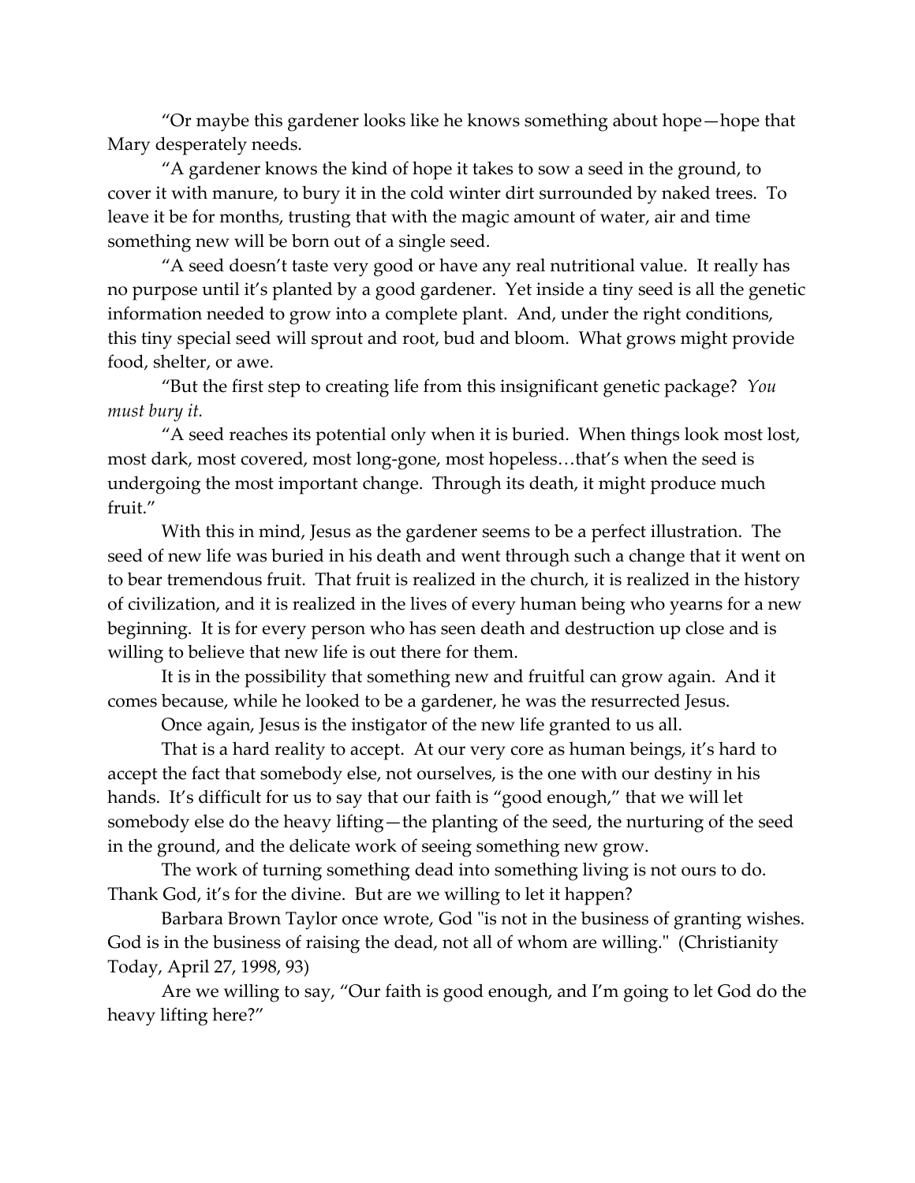"Or maybe this gardener looks like he knows something about hope—hope that Mary desperately needs.

"A gardener knows the kind of hope it takes to sow a seed in the ground, to cover it with manure, to bury it in the cold winter dirt surrounded by naked trees. To leave it be for months, trusting that with the magic amount of water, air and time something new will be born out of a single seed.

"A seed doesn't taste very good or have any real nutritional value. It really has no purpose until it's planted by a good gardener. Yet inside a tiny seed is all the genetic information needed to grow into a complete plant. And, under the right conditions, this tiny special seed will sprout and root, bud and bloom. What grows might provide food, shelter, or awe.

"But the first step to creating life from this insignificant genetic package? *You must bury it.*

"A seed reaches its potential only when it is buried. When things look most lost, most dark, most covered, most long-gone, most hopeless…that's when the seed is undergoing the most important change. Through its death, it might produce much fruit."

With this in mind, Jesus as the gardener seems to be a perfect illustration. The seed of new life was buried in his death and went through such a change that it went on to bear tremendous fruit. That fruit is realized in the church, it is realized in the history of civilization, and it is realized in the lives of every human being who yearns for a new beginning. It is for every person who has seen death and destruction up close and is willing to believe that new life is out there for them.

It is in the possibility that something new and fruitful can grow again. And it comes because, while he looked to be a gardener, he was the resurrected Jesus.

Once again, Jesus is the instigator of the new life granted to us all.

That is a hard reality to accept. At our very core as human beings, it's hard to accept the fact that somebody else, not ourselves, is the one with our destiny in his hands. It's difficult for us to say that our faith is "good enough," that we will let somebody else do the heavy lifting—the planting of the seed, the nurturing of the seed in the ground, and the delicate work of seeing something new grow.

The work of turning something dead into something living is not ours to do. Thank God, it's for the divine. But are we willing to let it happen?

Barbara Brown Taylor once wrote, God "is not in the business of granting wishes. God is in the business of raising the dead, not all of whom are willing." (Christianity Today, April 27, 1998, 93)

Are we willing to say, "Our faith is good enough, and I'm going to let God do the heavy lifting here?"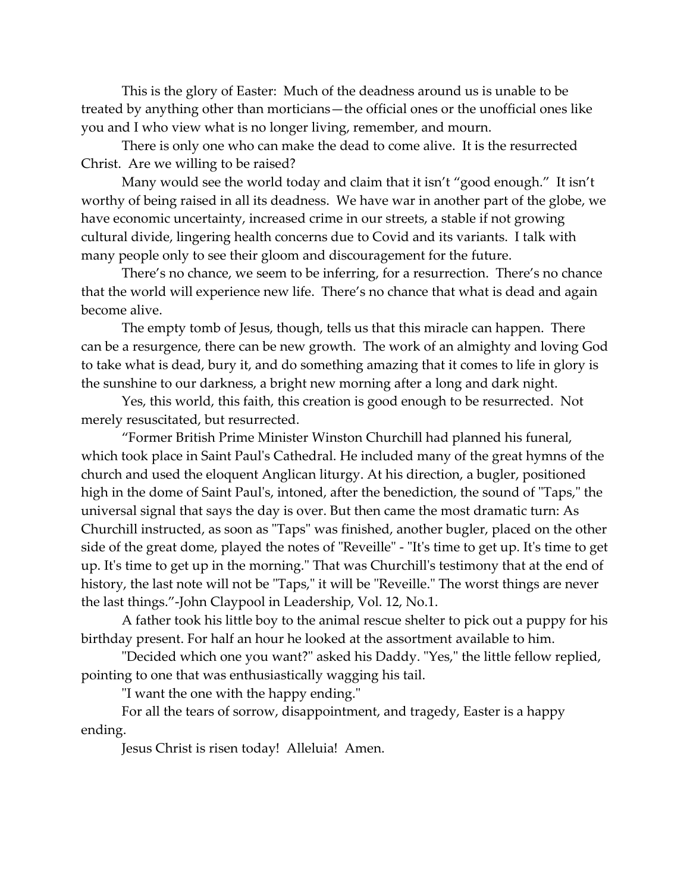This is the glory of Easter: Much of the deadness around us is unable to be treated by anything other than morticians—the official ones or the unofficial ones like you and I who view what is no longer living, remember, and mourn.

There is only one who can make the dead to come alive. It is the resurrected Christ. Are we willing to be raised?

Many would see the world today and claim that it isn't "good enough." It isn't worthy of being raised in all its deadness. We have war in another part of the globe, we have economic uncertainty, increased crime in our streets, a stable if not growing cultural divide, lingering health concerns due to Covid and its variants. I talk with many people only to see their gloom and discouragement for the future.

There's no chance, we seem to be inferring, for a resurrection. There's no chance that the world will experience new life. There's no chance that what is dead and again become alive.

The empty tomb of Jesus, though, tells us that this miracle can happen. There can be a resurgence, there can be new growth. The work of an almighty and loving God to take what is dead, bury it, and do something amazing that it comes to life in glory is the sunshine to our darkness, a bright new morning after a long and dark night.

Yes, this world, this faith, this creation is good enough to be resurrected. Not merely resuscitated, but resurrected.

"Former British Prime Minister Winston Churchill had planned his funeral, which took place in Saint Paul's Cathedral. He included many of the great hymns of the church and used the eloquent Anglican liturgy. At his direction, a bugler, positioned high in the dome of Saint Paul's, intoned, after the benediction, the sound of "Taps," the universal signal that says the day is over. But then came the most dramatic turn: As Churchill instructed, as soon as "Taps" was finished, another bugler, placed on the other side of the great dome, played the notes of "Reveille" - "It's time to get up. It's time to get up. It's time to get up in the morning." That was Churchill's testimony that at the end of history, the last note will not be "Taps," it will be "Reveille." The worst things are never the last things."-John Claypool in Leadership, Vol. 12, No.1.

A father took his little boy to the animal rescue shelter to pick out a puppy for his birthday present. For half an hour he looked at the assortment available to him.

"Decided which one you want?" asked his Daddy. "Yes," the little fellow replied, pointing to one that was enthusiastically wagging his tail.

"I want the one with the happy ending."

For all the tears of sorrow, disappointment, and tragedy, Easter is a happy ending.

Jesus Christ is risen today! Alleluia! Amen.